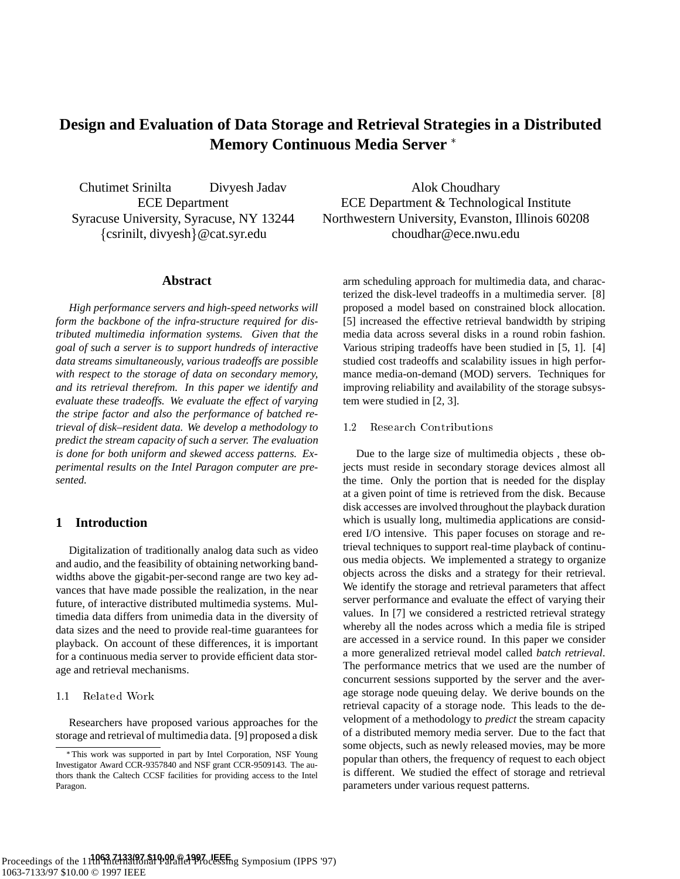# Design and Evaluation of Data Storage and Retrieval Strategies in a Distributed Memory Continuous Media Server *

Chutimet Srinilta Divyesh Jadav
ECE Department
Syracuse University, Syracuse, NY 13244
{csrinilt, divyesh}@cat.syr.edu

Alok Choudhary
ECE Department & Technological Institute
Northwestern University, Evanston, Illinois 60208
choudhar@ece.nwu.edu

## Abstract

*High performance servers and high-speed networks will form the backbone of the infra-structure required for distributed multimedia information systems. Given that the goal of such a server is to support hundreds of interactive data streams simultaneously, various tradeoffs are possible with respect to the storage of data on secondary memory, and its retrieval therefrom. In this paper we identify and evaluate these tradeoffs. We evaluate the effect of varying the stripe factor and also the performance of batched retrieval of disk–resident data. We develop a methodology to predict the stream capacity of such a server. The evaluation is done for both uniform and skewed access patterns. Experimental results on the Intel Paragon computer are presented.*

## 1 Introduction

Digitalization of traditionally analog data such as video and audio, and the feasibility of obtaining networking bandwidths above the gigabit-per-second range are two key advances that have made possible the realization, in the near future, of interactive distributed multimedia systems. Multimedia data differs from unimedia data in the diversity of data sizes and the need to provide real-time guarantees for playback. On account of these differences, it is important for a continuous media server to provide efficient data storage and retrieval mechanisms.

### 1.1 Related Work

Researchers have proposed various approaches for the storage and retrieval of multimedia data. [9] proposed a disk arm scheduling approach for multimedia data, and characterized the disk-level tradeoffs in a multimedia server. [8] proposed a model based on constrained block allocation. [5] increased the effective retrieval bandwidth by striping media data across several disks in a round robin fashion. Various striping tradeoffs have been studied in [5, 1]. [4] studied cost tradeoffs and scalability issues in high performance media-on-demand (MOD) servers. Techniques for improving reliability and availability of the storage subsystem were studied in [2, 3].

### 1.2 Research Contributions

Due to the large size of multimedia objects , these objects must reside in secondary storage devices almost all the time. Only the portion that is needed for the display at a given point of time is retrieved from the disk. Because disk accesses are involved throughout the playback duration which is usually long, multimedia applications are considered I/O intensive. This paper focuses on storage and retrieval techniques to support real-time playback of continuous media objects. We implemented a strategy to organize objects across the disks and a strategy for their retrieval. We identify the storage and retrieval parameters that affect server performance and evaluate the effect of varying their values. In [7] we considered a restricted retrieval strategy whereby all the nodes across which a media file is striped are accessed in a service round. In this paper we consider a more generalized retrieval model called *batch retrieval*. The performance metrics that we used are the number of concurrent sessions supported by the server and the average storage node queuing delay. We derive bounds on the retrieval capacity of a storage node. This leads to the development of a methodology to *predict* the stream capacity of a distributed memory media server. Due to the fact that some objects, such as newly released movies, may be more popular than others, the frequency of request to each object is different. We studied the effect of storage and retrieval parameters under various request patterns.

* This work was supported in part by Intel Corporation, NSF Young Investigator Award CCR-9357840 and NSF grant CCR-9509143. The authors thank the Caltech CCSF facilities for providing access to the Intel Paragon.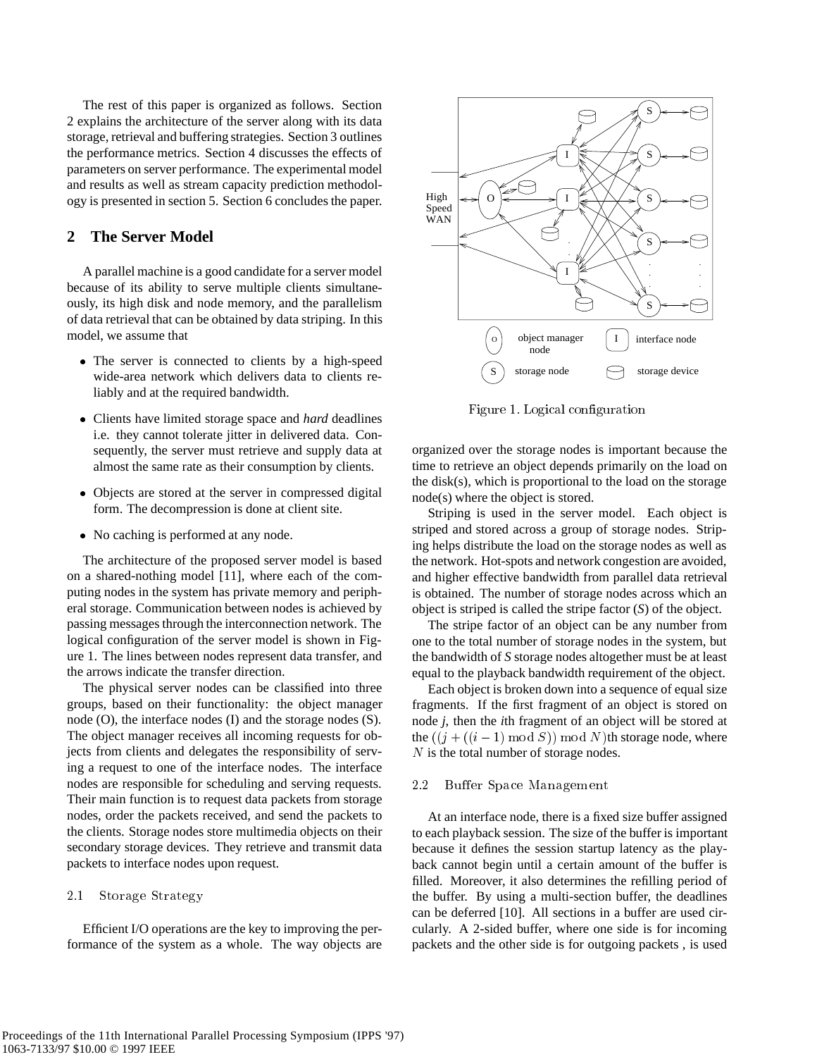The rest of this paper is organized as follows. Section 2 explains the architecture of the server along with its data storage, retrieval and buffering strategies. Section 3 outlines the performance metrics. Section 4 discusses the effects of parameters on server performance. The experimental model and results as well as stream capacity prediction methodology is presented in section 5. Section 6 concludes the paper.

## 2 The Server Model

A parallel machine is a good candidate for a server model because of its ability to serve multiple clients simultaneously, its high disk and node memory, and the parallelism of data retrieval that can be obtained by data striping. In this model, we assume that

- The server is connected to clients by a high-speed wide-area network which delivers data to clients reliably and at the required bandwidth.
- Clients have limited storage space and *hard* deadlines i.e. they cannot tolerate jitter in delivered data. Consequently, the server must retrieve and supply data at almost the same rate as their consumption by clients.
- Objects are stored at the server in compressed digital form. The decompression is done at client site.
- No caching is performed at any node.

The architecture of the proposed server model is based on a shared-nothing model [11], where each of the computing nodes in the system has private memory and peripheral storage. Communication between nodes is achieved by passing messages through the interconnection network. The logical configuration of the server model is shown in Figure 1. The lines between nodes represent data transfer, and the arrows indicate the transfer direction.

The physical server nodes can be classified into three groups, based on their functionality: the object manager node (O), the interface nodes (I) and the storage nodes (S). The object manager receives all incoming requests for objects from clients and delegates the responsibility of serving a request to one of the interface nodes. The interface nodes are responsible for scheduling and serving requests. Their main function is to request data packets from storage nodes, order the packets received, and send the packets to the clients. Storage nodes store multimedia objects on their secondary storage devices. They retrieve and transmit data packets to interface nodes upon request.

### 2.1 Storage Strategy

Efficient I/O operations are the key to improving the performance of the system as a whole. The way objects are organized over the storage nodes is important because the time to retrieve an object depends primarily on the load on the disk(s), which is proportional to the load on the storage node(s) where the object is stored.

Figure 1. Logical configuration

Striping is used in the server model. Each object is striped and stored across a group of storage nodes. Striping helps distribute the load on the storage nodes as well as the network. Hot-spots and network congestion are avoided, and higher effective bandwidth from parallel data retrieval is obtained. The number of storage nodes across which an object is striped is called the stripe factor (*S*) of the object.

The stripe factor of an object can be any number from one to the total number of storage nodes in the system, but the bandwidth of *S* storage nodes altogether must be at least equal to the playback bandwidth requirement of the object.

Each object is broken down into a sequence of equal size fragments. If the first fragment of an object is stored on node *j*, then the *i*th fragment of an object will be stored at the $((j + ((i-1) \bmod S)) \bmod N)$th storage node, where $N$ is the total number of storage nodes.

### 2.2 Buffer Space Management

At an interface node, there is a fixed size buffer assigned to each playback session. The size of the buffer is important because it defines the session startup latency as the playback cannot begin until a certain amount of the buffer is filled. Moreover, it also determines the refilling period of the buffer. By using a multi-section buffer, the deadlines can be deferred [10]. All sections in a buffer are used circularly. A 2-sided buffer, where one side is for incoming packets and the other side is for outgoing packets , is used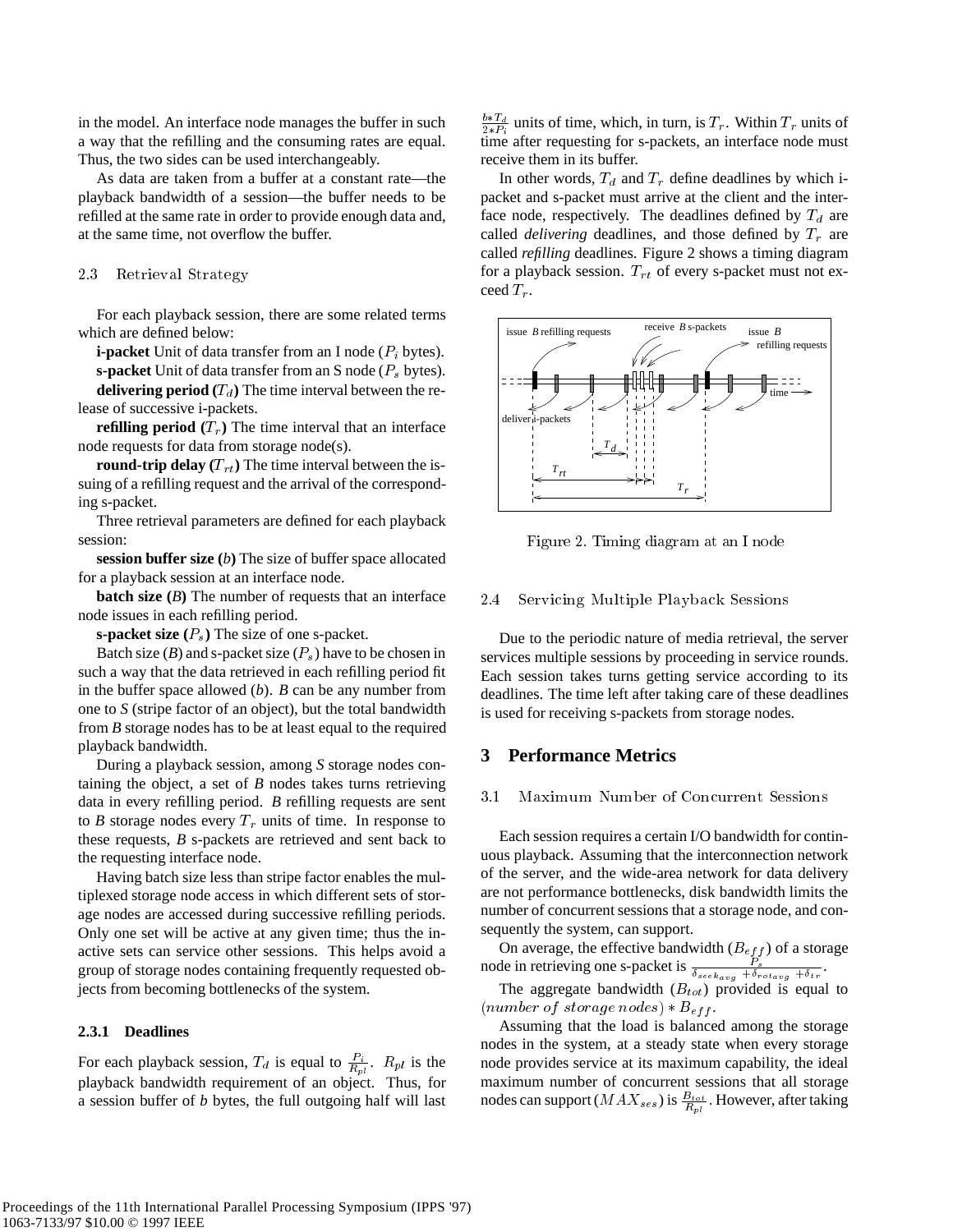in the model. An interface node manages the buffer in such a way that the refilling and the consuming rates are equal. Thus, the two sides can be used interchangeably.

As data are taken from a buffer at a constant rate—the playback bandwidth of a session—the buffer needs to be refilled at the same rate in order to provide enough data and, at the same time, not overflow the buffer.

### 2.3 Retrieval Strategy

For each playback session, there are some related terms which are defined below:

**i-packet** Unit of data transfer from an I node ($P_i$ bytes).

**s-packet** Unit of data transfer from an S node ($P_s$ bytes).

**delivering period (**$T_d$**)** The time interval between the release of successive i-packets.

**refilling period (**$T_r$**)** The time interval that an interface node requests for data from storage node(s).

**round-trip delay (**$T_{rt}$**)** The time interval between the issuing of a refilling request and the arrival of the corresponding s-packet.

Three retrieval parameters are defined for each playback session:

**session buffer size (**$b$**)** The size of buffer space allocated for a playback session at an interface node.

**batch size (**$B$**)** The number of requests that an interface node issues in each refilling period.

**s-packet size (**$P_s$**)** The size of one s-packet.

Batch size ($B$) and s-packet size ($P_s$) have to be chosen in such a way that the data retrieved in each refilling period fit in the buffer space allowed ($b$). $B$ can be any number from one to $S$ (stripe factor of an object), but the total bandwidth from $B$ storage nodes has to be at least equal to the required playback bandwidth.

During a playback session, among $S$ storage nodes containing the object, a set of $B$ nodes takes turns retrieving data in every refilling period. $B$ refilling requests are sent to $B$ storage nodes every $T_r$ units of time. In response to these requests, $B$ s-packets are retrieved and sent back to the requesting interface node.

Having batch size less than stripe factor enables the multiplexed storage node access in which different sets of storage nodes are accessed during successive refilling periods. Only one set will be active at any given time; thus the inactive sets can service other sessions. This helps avoid a group of storage nodes containing frequently requested objects from becoming bottlenecks of the system.

#### 2.3.1 Deadlines

For each playback session, $T_d$ is equal to $\frac{P_i}{R_{pl}}$. $R_{pl}$ is the playback bandwidth requirement of an object. Thus, for a session buffer of $b$ bytes, the full outgoing half will last $\frac{b*T_d}{2*P_i}$ units of time, which, in turn, is $T_r$. Within $T_r$ units of time after requesting for s-packets, an interface node must receive them in its buffer.

In other words, $T_d$ and $T_r$ define deadlines by which i-packet and s-packet must arrive at the client and the interface node, respectively. The deadlines defined by $T_d$ are called *delivering* deadlines, and those defined by $T_r$ are called *refilling* deadlines. Figure 2 shows a timing diagram for a playback session. $T_{rt}$ of every s-packet must not exceed $T_r$.

Figure 2. Timing diagram at an I node

### 2.4 Servicing Multiple Playback Sessions

Due to the periodic nature of media retrieval, the server services multiple sessions by proceeding in service rounds. Each session takes turns getting service according to its deadlines. The time left after taking care of these deadlines is used for receiving s-packets from storage nodes.

## 3 Performance Metrics

### 3.1 Maximum Number of Concurrent Sessions

Each session requires a certain I/O bandwidth for continuous playback. Assuming that the interconnection network of the server, and the wide-area network for data delivery are not performance bottlenecks, disk bandwidth limits the number of concurrent sessions that a storage node, and consequently the system, can support.

On average, the effective bandwidth ($B_{eff}$) of a storage node in retrieving one s-packet is $\frac{P_s}{\delta_{seek_{avg}} + \delta_{rot_{avg}} + \delta_{tr}}$.

The aggregate bandwidth ($B_{tot}$) provided is equal to $(number\ of\ storage\ nodes) * B_{eff}$.

Assuming that the load is balanced among the storage nodes in the system, at a steady state when every storage node provides service at its maximum capability, the ideal maximum number of concurrent sessions that all storage nodes can support ($MAX_{ses}$) is $\frac{B_{tot}}{R_{pl}}$. However, after taking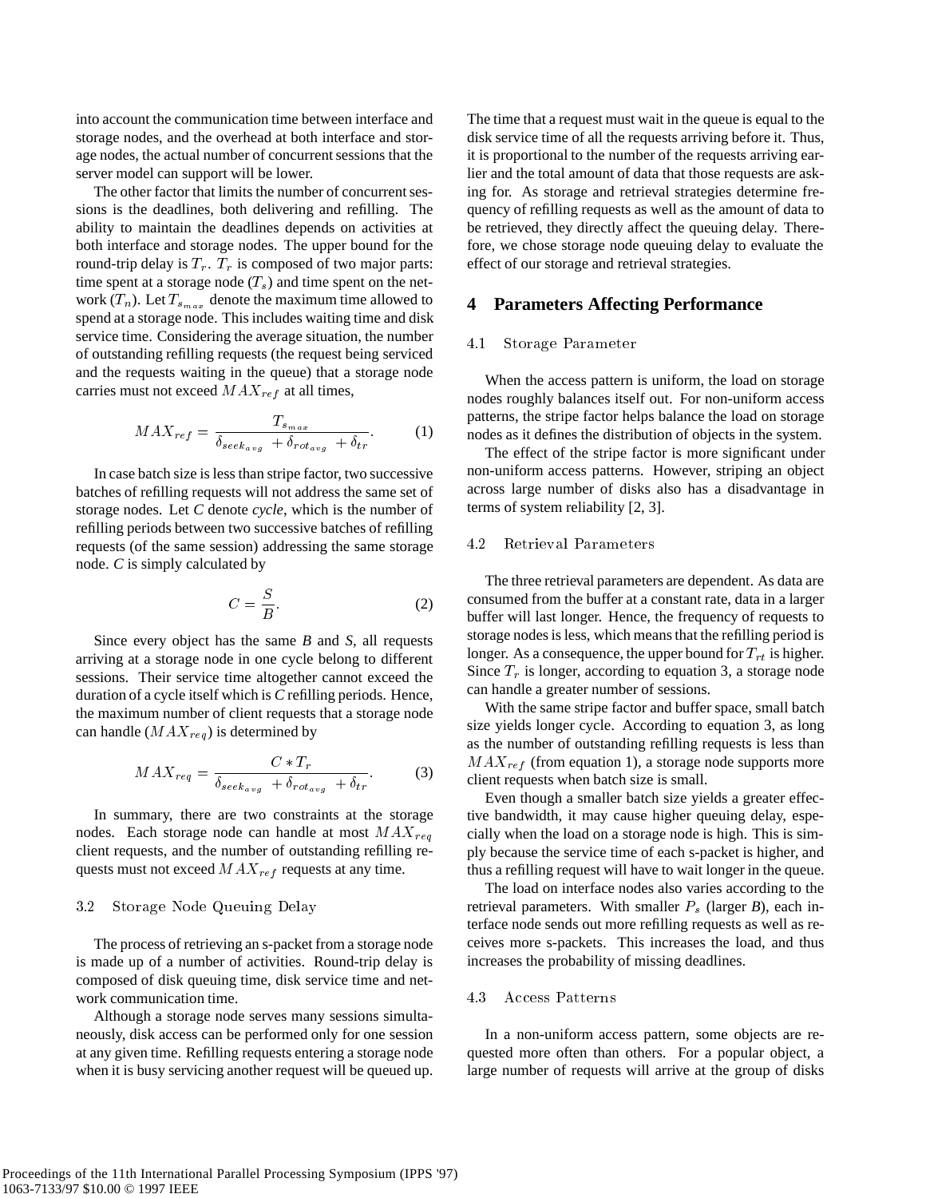into account the communication time between interface and storage nodes, and the overhead at both interface and storage nodes, the actual number of concurrent sessions that the server model can support will be lower.

The other factor that limits the number of concurrent sessions is the deadlines, both delivering and refilling. The ability to maintain the deadlines depends on activities at both interface and storage nodes. The upper bound for the round-trip delay is $T_r$. $T_r$ is composed of two major parts: time spent at a storage node ($T_s$) and time spent on the network ($T_n$). Let $T_{s_{max}}$ denote the maximum time allowed to spend at a storage node. This includes waiting time and disk service time. Considering the average situation, the number of outstanding refilling requests (the request being serviced and the requests waiting in the queue) that a storage node carries must not exceed $MAX_{ref}$ at all times,

$$MAX_{ref} = \frac{T_{s_{max}}}{\delta_{seek_{avg}} + \delta_{rot_{avg}} + \delta_{tr}}. \tag{1}$$

In case batch size is less than stripe factor, two successive batches of refilling requests will not address the same set of storage nodes. Let *C* denote *cycle*, which is the number of refilling periods between two successive batches of refilling requests (of the same session) addressing the same storage node. *C* is simply calculated by

$$C = \frac{S}{B}. \tag{2}$$

Since every object has the same *B* and *S*, all requests arriving at a storage node in one cycle belong to different sessions. Their service time altogether cannot exceed the duration of a cycle itself which is *C* refilling periods. Hence, the maximum number of client requests that a storage node can handle ($MAX_{req}$) is determined by

$$MAX_{req} = \frac{C * T_r}{\delta_{seek_{avg}} + \delta_{rot_{avg}} + \delta_{tr}}. \tag{3}$$

In summary, there are two constraints at the storage nodes. Each storage node can handle at most $MAX_{req}$ client requests, and the number of outstanding refilling requests must not exceed $MAX_{ref}$ requests at any time.

### 3.2 Storage Node Queuing Delay

The process of retrieving an s-packet from a storage node is made up of a number of activities. Round-trip delay is composed of disk queuing time, disk service time and network communication time.

Although a storage node serves many sessions simultaneously, disk access can be performed only for one session at any given time. Refilling requests entering a storage node when it is busy servicing another request will be queued up. The time that a request must wait in the queue is equal to the disk service time of all the requests arriving before it. Thus, it is proportional to the number of the requests arriving earlier and the total amount of data that those requests are asking for. As storage and retrieval strategies determine frequency of refilling requests as well as the amount of data to be retrieved, they directly affect the queuing delay. Therefore, we chose storage node queuing delay to evaluate the effect of our storage and retrieval strategies.

## 4 Parameters Affecting Performance

### 4.1 Storage Parameter

When the access pattern is uniform, the load on storage nodes roughly balances itself out. For non-uniform access patterns, the stripe factor helps balance the load on storage nodes as it defines the distribution of objects in the system.

The effect of the stripe factor is more significant under non-uniform access patterns. However, striping an object across large number of disks also has a disadvantage in terms of system reliability [2, 3].

### 4.2 Retrieval Parameters

The three retrieval parameters are dependent. As data are consumed from the buffer at a constant rate, data in a larger buffer will last longer. Hence, the frequency of requests to storage nodes is less, which means that the refilling period is longer. As a consequence, the upper bound for $T_{rt}$ is higher. Since $T_r$ is longer, according to equation 3, a storage node can handle a greater number of sessions.

With the same stripe factor and buffer space, small batch size yields longer cycle. According to equation 3, as long as the number of outstanding refilling requests is less than $MAX_{ref}$ (from equation 1), a storage node supports more client requests when batch size is small.

Even though a smaller batch size yields a greater effective bandwidth, it may cause higher queuing delay, especially when the load on a storage node is high. This is simply because the service time of each s-packet is higher, and thus a refilling request will have to wait longer in the queue.

The load on interface nodes also varies according to the retrieval parameters. With smaller $P_s$ (larger *B*), each interface node sends out more refilling requests as well as receives more s-packets. This increases the load, and thus increases the probability of missing deadlines.

### 4.3 Access Patterns

In a non-uniform access pattern, some objects are requested more often than others. For a popular object, a large number of requests will arrive at the group of disks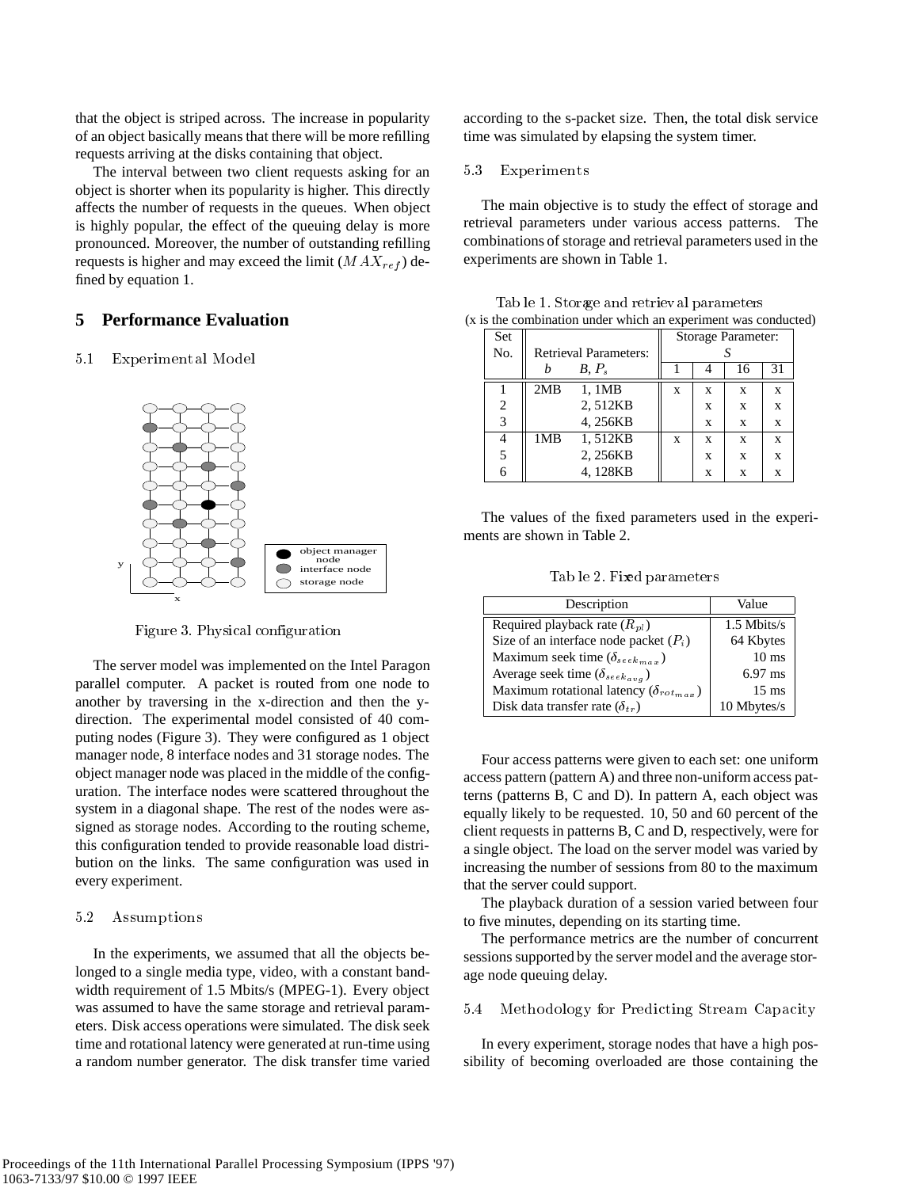that the object is striped across. The increase in popularity of an object basically means that there will be more refilling requests arriving at the disks containing that object.

The interval between two client requests asking for an object is shorter when its popularity is higher. This directly affects the number of requests in the queues. When object is highly popular, the effect of the queuing delay is more pronounced. Moreover, the number of outstanding refilling requests is higher and may exceed the limit ($MAX_{ref}$) defined by equation 1.

## 5 Performance Evaluation

### 5.1 Experimental Model

Figure 3. Physical configuration

The server model was implemented on the Intel Paragon parallel computer. A packet is routed from one node to another by traversing in the x-direction and then the y-direction. The experimental model consisted of 40 computing nodes (Figure 3). They were configured as 1 object manager node, 8 interface nodes and 31 storage nodes. The object manager node was placed in the middle of the configuration. The interface nodes were scattered throughout the system in a diagonal shape. The rest of the nodes were assigned as storage nodes. According to the routing scheme, this configuration tended to provide reasonable load distribution on the links. The same configuration was used in every experiment.

### 5.2 Assumptions

In the experiments, we assumed that all the objects belonged to a single media type, video, with a constant bandwidth requirement of 1.5 Mbits/s (MPEG-1). Every object was assumed to have the same storage and retrieval parameters. Disk access operations were simulated. The disk seek time and rotational latency were generated at run-time using a random number generator. The disk transfer time varied according to the s-packet size. Then, the total disk service time was simulated by elapsing the system timer.

### 5.3 Experiments

The main objective is to study the effect of storage and retrieval parameters under various access patterns. The combinations of storage and retrieval parameters used in the experiments are shown in Table 1.

Table 1. Storage and retrieval parameters
(x is the combination under which an experiment was conducted)

| Set No. | Retrieval Parameters: $b$ | $B$, $P_s$ | Storage Parameter: $S$ = 1 | 4 | 16 | 31 |
|---|---|---|---|---|---|---|
| 1 | 2MB | 1, 1MB | x | x | x | x |
| 2 | | 2, 512KB | | x | x | x |
| 3 | | 4, 256KB | | x | x | x |
| 4 | 1MB | 1, 512KB | x | x | x | x |
| 5 | | 2, 256KB | | x | x | x |
| 6 | | 4, 128KB | | x | x | x |

The values of the fixed parameters used in the experiments are shown in Table 2.

Table 2. Fixed parameters

| Description | Value |
|---|---|
| Required playback rate ($R_{pl}$) | 1.5 Mbits/s |
| Size of an interface node packet ($P_i$) | 64 Kbytes |
| Maximum seek time ($\delta_{seek_{max}}$) | 10 ms |
| Average seek time ($\delta_{seek_{avg}}$) | 6.97 ms |
| Maximum rotational latency ($\delta_{rot_{max}}$) | 15 ms |
| Disk data transfer rate ($\delta_{tr}$) | 10 Mbytes/s |

Four access patterns were given to each set: one uniform access pattern (pattern A) and three non-uniform access patterns (patterns B, C and D). In pattern A, each object was equally likely to be requested. 10, 50 and 60 percent of the client requests in patterns B, C and D, respectively, were for a single object. The load on the server model was varied by increasing the number of sessions from 80 to the maximum that the server could support.

The playback duration of a session varied between four to five minutes, depending on its starting time.

The performance metrics are the number of concurrent sessions supported by the server model and the average storage node queuing delay.

### 5.4 Methodology for Predicting Stream Capacity

In every experiment, storage nodes that have a high possibility of becoming overloaded are those containing the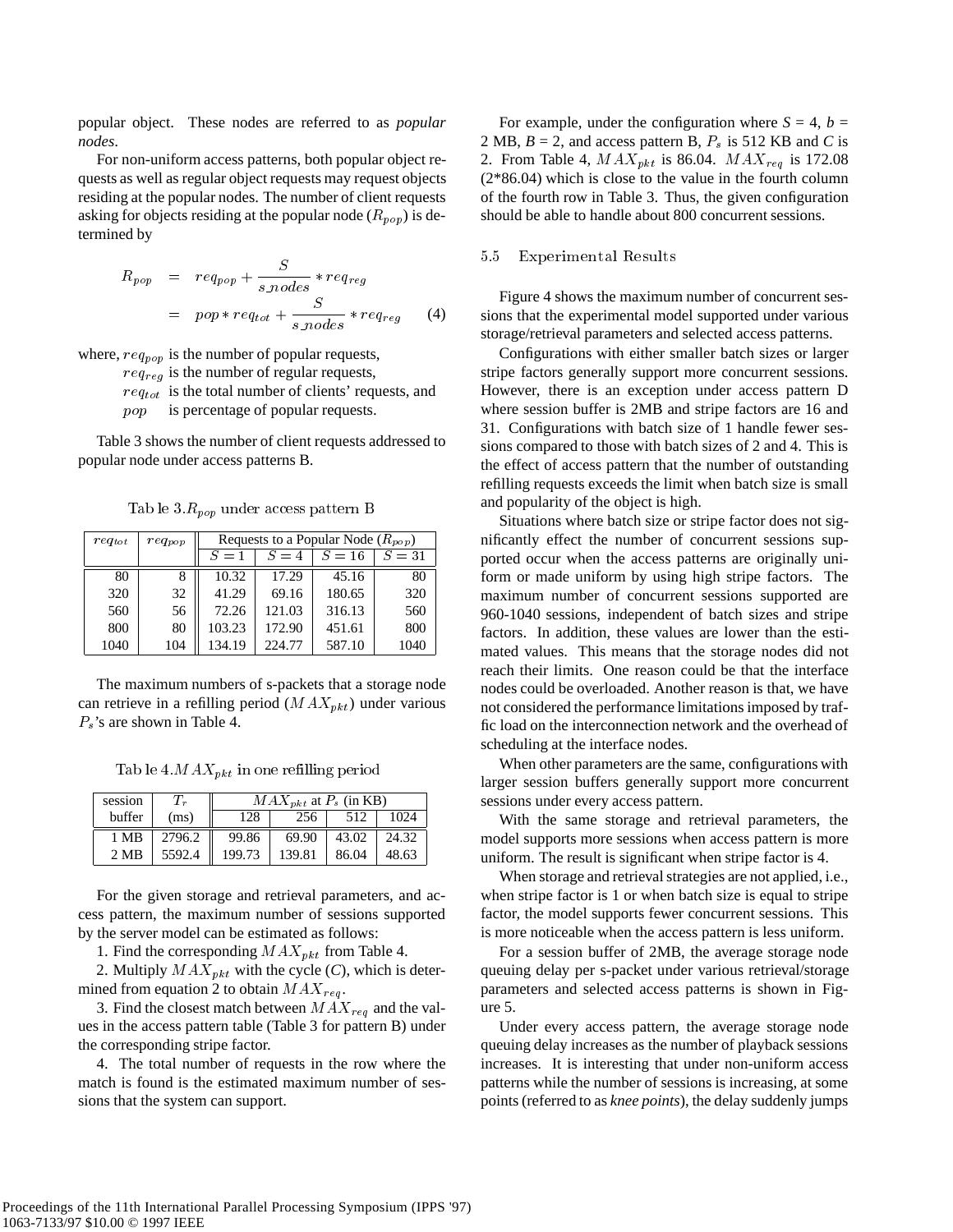popular object. These nodes are referred to as *popular nodes*.

For non-uniform access patterns, both popular object requests as well as regular object requests may request objects residing at the popular nodes. The number of client requests asking for objects residing at the popular node ($R_{pop}$) is determined by

$$
\begin{aligned}
R_{pop} &= req_{pop} + \frac{S}{s\_nodes} * req_{reg} \\
&= pop * req_{tot} + \frac{S}{s\_nodes} * req_{reg} \qquad (4)
\end{aligned}
$$

where, $req_{pop}$ is the number of popular requests,
$req_{reg}$ is the number of regular requests,
$req_{tot}$ is the total number of clients' requests, and
$pop$ is percentage of popular requests.

Table 3 shows the number of client requests addressed to popular node under access patterns B.

Table 3. $R_{pop}$ under access pattern B

| $req_{tot}$ | $req_{pop}$ | Requests to a Popular Node ($R_{pop}$) | | | |
|---|---|---|---|---|---|
| | | $S = 1$ | $S = 4$ | $S = 16$ | $S = 31$ |
| 80 | 8 | 10.32 | 17.29 | 45.16 | 80 |
| 320 | 32 | 41.29 | 69.16 | 180.65 | 320 |
| 560 | 56 | 72.26 | 121.03 | 316.13 | 560 |
| 800 | 80 | 103.23 | 172.90 | 451.61 | 800 |
| 1040 | 104 | 134.19 | 224.77 | 587.10 | 1040 |

The maximum numbers of s-packets that a storage node can retrieve in a refilling period ($MAX_{pkt}$) under various $P_s$'s are shown in Table 4.

Table 4. $MAX_{pkt}$ in one refilling period

| session buffer | $T_r$ (ms) | $MAX_{pkt}$ at $P_s$ (in KB) | | | |
|---|---|---|---|---|---|
| | | 128 | 256 | 512 | 1024 |
| 1 MB | 2796.2 | 99.86 | 69.90 | 43.02 | 24.32 |
| 2 MB | 5592.4 | 199.73 | 139.81 | 86.04 | 48.63 |

For the given storage and retrieval parameters, and access pattern, the maximum number of sessions supported by the server model can be estimated as follows:

1. Find the corresponding $MAX_{pkt}$ from Table 4.

2. Multiply $MAX_{pkt}$ with the cycle (*C*), which is determined from equation 2 to obtain $MAX_{req}$.

3. Find the closest match between $MAX_{req}$ and the values in the access pattern table (Table 3 for pattern B) under the corresponding stripe factor.

4. The total number of requests in the row where the match is found is the estimated maximum number of sessions that the system can support.

For example, under the configuration where *S* = 4, *b* = 2 MB, *B* = 2, and access pattern B, $P_s$ is 512 KB and *C* is 2. From Table 4, $MAX_{pkt}$ is 86.04. $MAX_{req}$ is 172.08 (2*86.04) which is close to the value in the fourth column of the fourth row in Table 3. Thus, the given configuration should be able to handle about 800 concurrent sessions.

### 5.5 Experimental Results

Figure 4 shows the maximum number of concurrent sessions that the experimental model supported under various storage/retrieval parameters and selected access patterns.

Configurations with either smaller batch sizes or larger stripe factors generally support more concurrent sessions. However, there is an exception under access pattern D where session buffer is 2MB and stripe factors are 16 and 31. Configurations with batch size of 1 handle fewer sessions compared to those with batch sizes of 2 and 4. This is the effect of access pattern that the number of outstanding refilling requests exceeds the limit when batch size is small and popularity of the object is high.

Situations where batch size or stripe factor does not significantly effect the number of concurrent sessions supported occur when the access patterns are originally uniform or made uniform by using high stripe factors. The maximum number of concurrent sessions supported are 960-1040 sessions, independent of batch sizes and stripe factors. In addition, these values are lower than the estimated values. This means that the storage nodes did not reach their limits. One reason could be that the interface nodes could be overloaded. Another reason is that, we have not considered the performance limitations imposed by traffic load on the interconnection network and the overhead of scheduling at the interface nodes.

When other parameters are the same, configurations with larger session buffers generally support more concurrent sessions under every access pattern.

With the same storage and retrieval parameters, the model supports more sessions when access pattern is more uniform. The result is significant when stripe factor is 4.

When storage and retrieval strategies are not applied, i.e., when stripe factor is 1 or when batch size is equal to stripe factor, the model supports fewer concurrent sessions. This is more noticeable when the access pattern is less uniform.

For a session buffer of 2MB, the average storage node queuing delay per s-packet under various retrieval/storage parameters and selected access patterns is shown in Figure 5.

Under every access pattern, the average storage node queuing delay increases as the number of playback sessions increases. It is interesting that under non-uniform access patterns while the number of sessions is increasing, at some points (referred to as *knee points*), the delay suddenly jumps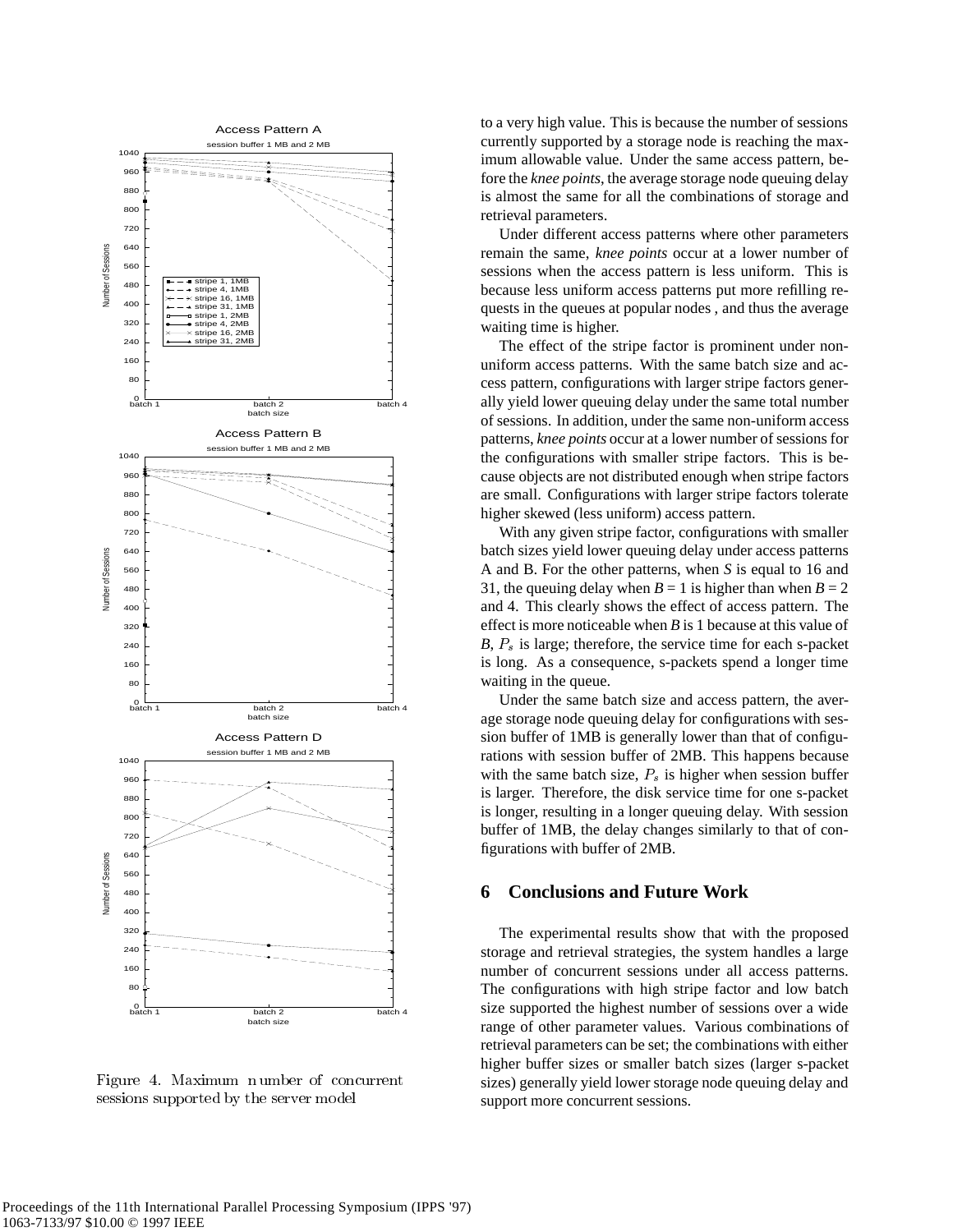Figure 4. Maximum number of concurrent sessions supported by the server model

to a very high value. This is because the number of sessions currently supported by a storage node is reaching the maximum allowable value. Under the same access pattern, before the *knee points*, the average storage node queuing delay is almost the same for all the combinations of storage and retrieval parameters.

Under different access patterns where other parameters remain the same, *knee points* occur at a lower number of sessions when the access pattern is less uniform. This is because less uniform access patterns put more refilling requests in the queues at popular nodes , and thus the average waiting time is higher.

The effect of the stripe factor is prominent under non-uniform access patterns. With the same batch size and access pattern, configurations with larger stripe factors generally yield lower queuing delay under the same total number of sessions. In addition, under the same non-uniform access patterns, *knee points* occur at a lower number of sessions for the configurations with smaller stripe factors. This is because objects are not distributed enough when stripe factors are small. Configurations with larger stripe factors tolerate higher skewed (less uniform) access pattern.

With any given stripe factor, configurations with smaller batch sizes yield lower queuing delay under access patterns A and B. For the other patterns, when $S$ is equal to 16 and 31, the queuing delay when $B = 1$ is higher than when $B = 2$ and 4. This clearly shows the effect of access pattern. The effect is more noticeable when $B$ is 1 because at this value of $B$, $P_s$ is large; therefore, the service time for each s-packet is long. As a consequence, s-packets spend a longer time waiting in the queue.

Under the same batch size and access pattern, the average storage node queuing delay for configurations with session buffer of 1MB is generally lower than that of configurations with session buffer of 2MB. This happens because with the same batch size, $P_s$ is higher when session buffer is larger. Therefore, the disk service time for one s-packet is longer, resulting in a longer queuing delay. With session buffer of 1MB, the delay changes similarly to that of configurations with buffer of 2MB.

## 6 Conclusions and Future Work

The experimental results show that with the proposed storage and retrieval strategies, the system handles a large number of concurrent sessions under all access patterns. The configurations with high stripe factor and low batch size supported the highest number of sessions over a wide range of other parameter values. Various combinations of retrieval parameters can be set; the combinations with either higher buffer sizes or smaller batch sizes (larger s-packet sizes) generally yield lower storage node queuing delay and support more concurrent sessions.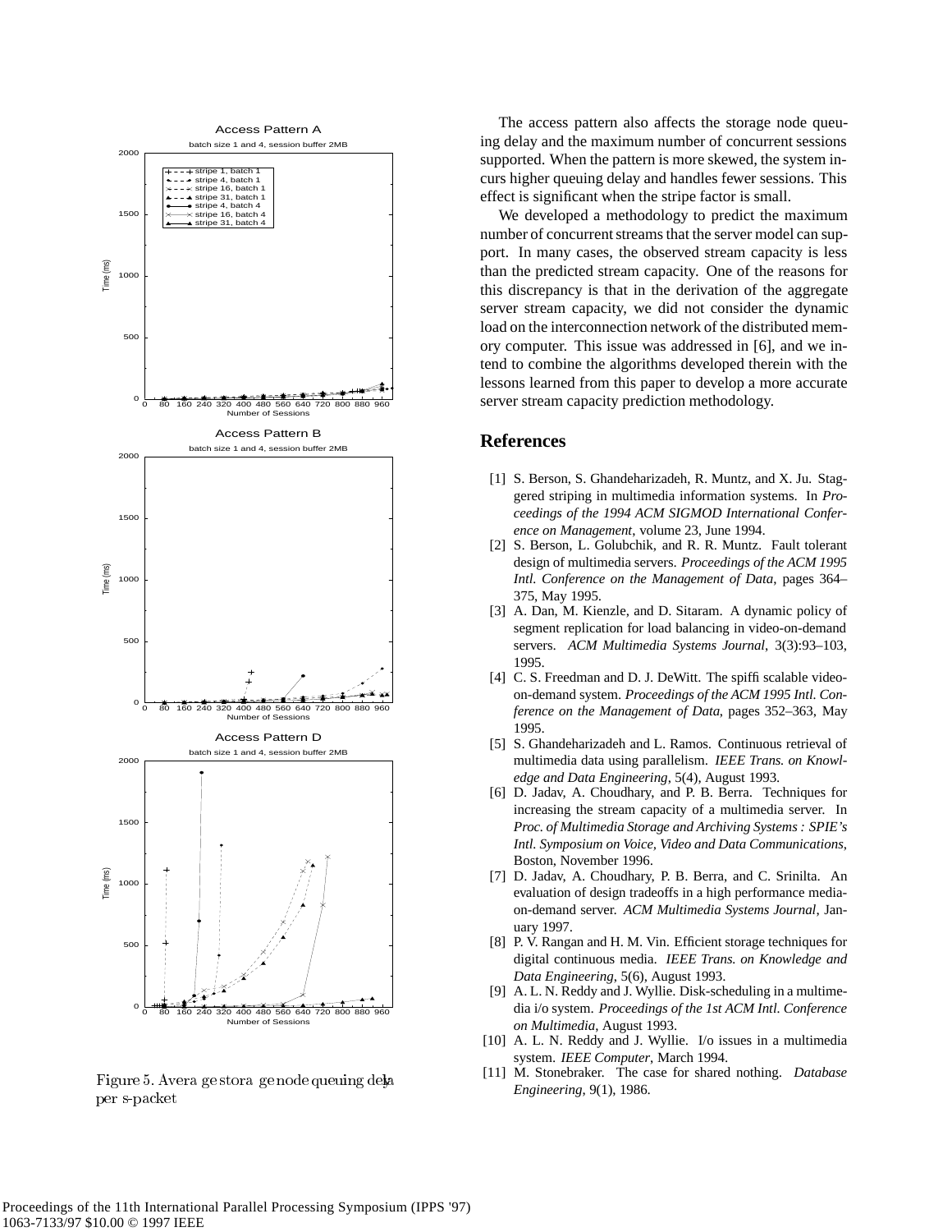Access Pattern A

batch size 1 and 4, session buffer 2MB

stripe 1, batch 1
stripe 4, batch 1
stripe 16, batch 1
stripe 31, batch 1
stripe 4, batch 4
stripe 16, batch 4
stripe 31, batch 4

Time (ms)

0 500 1000 1500 2000

0 80 160 240 320 400 480 560 640 720 800 880 960

Number of Sessions

Access Pattern B

batch size 1 and 4, session buffer 2MB

Time (ms)

0 500 1000 1500 2000

0 80 160 240 320 400 480 560 640 720 800 880 960

Number of Sessions

Access Pattern D

batch size 1 and 4, session buffer 2MB

Time (ms)

0 500 1000 1500 2000

0 80 160 240 320 400 480 560 640 720 800 880 960

Number of Sessions

Figure 5. Average storage node queuing delay per s-packet

The access pattern also affects the storage node queuing delay and the maximum number of concurrent sessions supported. When the pattern is more skewed, the system incurs higher queuing delay and handles fewer sessions. This effect is significant when the stripe factor is small.

We developed a methodology to predict the maximum number of concurrent streams that the server model can support. In many cases, the observed stream capacity is less than the predicted stream capacity. One of the reasons for this discrepancy is that in the derivation of the aggregate server stream capacity, we did not consider the dynamic load on the interconnection network of the distributed memory computer. This issue was addressed in [6], and we intend to combine the algorithms developed therein with the lessons learned from this paper to develop a more accurate server stream capacity prediction methodology.

## References

[1] S. Berson, S. Ghandeharizadeh, R. Muntz, and X. Ju. Staggered striping in multimedia information systems. In *Proceedings of the 1994 ACM SIGMOD International Conference on Management*, volume 23, June 1994.

[2] S. Berson, L. Golubchik, and R. R. Muntz. Fault tolerant design of multimedia servers. *Proceedings of the ACM 1995 Intl. Conference on the Management of Data*, pages 364–375, May 1995.

[3] A. Dan, M. Kienzle, and D. Sitaram. A dynamic policy of segment replication for load balancing in video-on-demand servers. *ACM Multimedia Systems Journal*, 3(3):93–103, 1995.

[4] C. S. Freedman and D. J. DeWitt. The spiffi scalable video-on-demand system. *Proceedings of the ACM 1995 Intl. Conference on the Management of Data*, pages 352–363, May 1995.

[5] S. Ghandeharizadeh and L. Ramos. Continuous retrieval of multimedia data using parallelism. *IEEE Trans. on Knowledge and Data Engineering*, 5(4), August 1993.

[6] D. Jadav, A. Choudhary, and P. B. Berra. Techniques for increasing the stream capacity of a multimedia server. In *Proc. of Multimedia Storage and Archiving Systems : SPIE's Intl. Symposium on Voice, Video and Data Communications*, Boston, November 1996.

[7] D. Jadav, A. Choudhary, P. B. Berra, and C. Srinilta. An evaluation of design tradeoffs in a high performance media-on-demand server. *ACM Multimedia Systems Journal*, January 1997.

[8] P. V. Rangan and H. M. Vin. Efficient storage techniques for digital continuous media. *IEEE Trans. on Knowledge and Data Engineering*, 5(6), August 1993.

[9] A. L. N. Reddy and J. Wyllie. Disk-scheduling in a multimedia i/o system. *Proceedings of the 1st ACM Intl. Conference on Multimedia*, August 1993.

[10] A. L. N. Reddy and J. Wyllie. I/o issues in a multimedia system. *IEEE Computer*, March 1994.

[11] M. Stonebraker. The case for shared nothing. *Database Engineering*, 9(1), 1986.